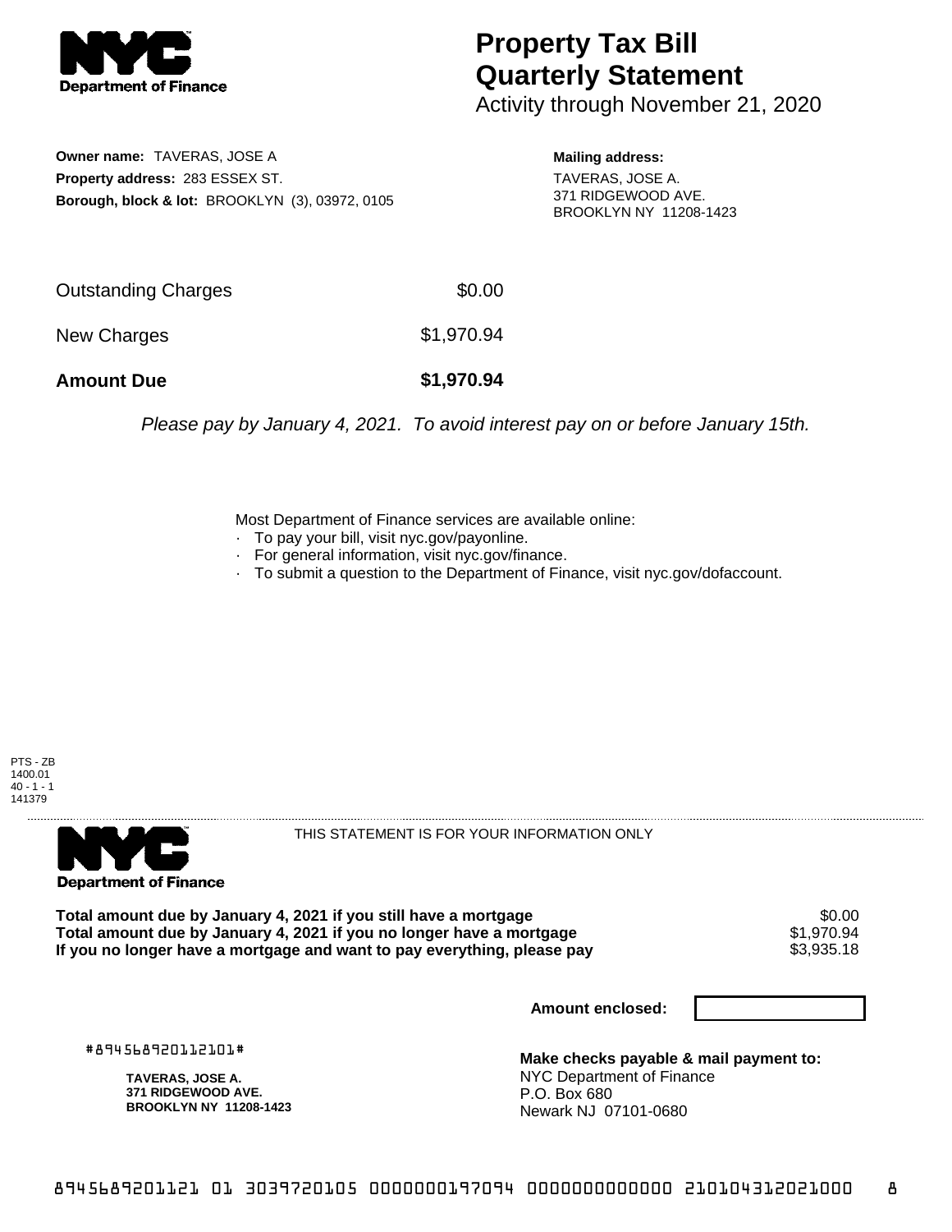NYC Department of Finance

# Property Tax Bill Quarterly Statement

Activity through November 21, 2020

**Owner name:** TAVERAS, JOSE A
**Property address:** 283 ESSEX ST.
**Borough, block & lot:** BROOKLYN (3), 03972, 0105

**Mailing address:**
TAVERAS, JOSE A.
371 RIDGEWOOD AVE.
BROOKLYN NY 11208-1423

| | |
|---|---|
| Outstanding Charges | $0.00 |
| New Charges | $1,970.94 |
| **Amount Due** | **$1,970.94** |

*Please pay by January 4, 2021. To avoid interest pay on or before January 15th.*

Most Department of Finance services are available online:
- To pay your bill, visit nyc.gov/payonline.
- For general information, visit nyc.gov/finance.
- To submit a question to the Department of Finance, visit nyc.gov/dofaccount.

PTS - ZB
1400.01
40 - 1 - 1
141379

NYC Department of Finance

THIS STATEMENT IS FOR YOUR INFORMATION ONLY

| | |
|---|---|
| **Total amount due by January 4, 2021 if you still have a mortgage** | $0.00 |
| **Total amount due by January 4, 2021 if you no longer have a mortgage** | $1,970.94 |
| **If you no longer have a mortgage and want to pay everything, please pay** | $3,935.18 |

**Amount enclosed:**

#894568920112101#

**TAVERAS, JOSE A.**
**371 RIDGEWOOD AVE.**
**BROOKLYN NY 11208-1423**

**Make checks payable & mail payment to:**
NYC Department of Finance
P.O. Box 680
Newark NJ 07101-0680

894568920112101 01 3039720105 0000000197094 0000000000000 210104312021000 8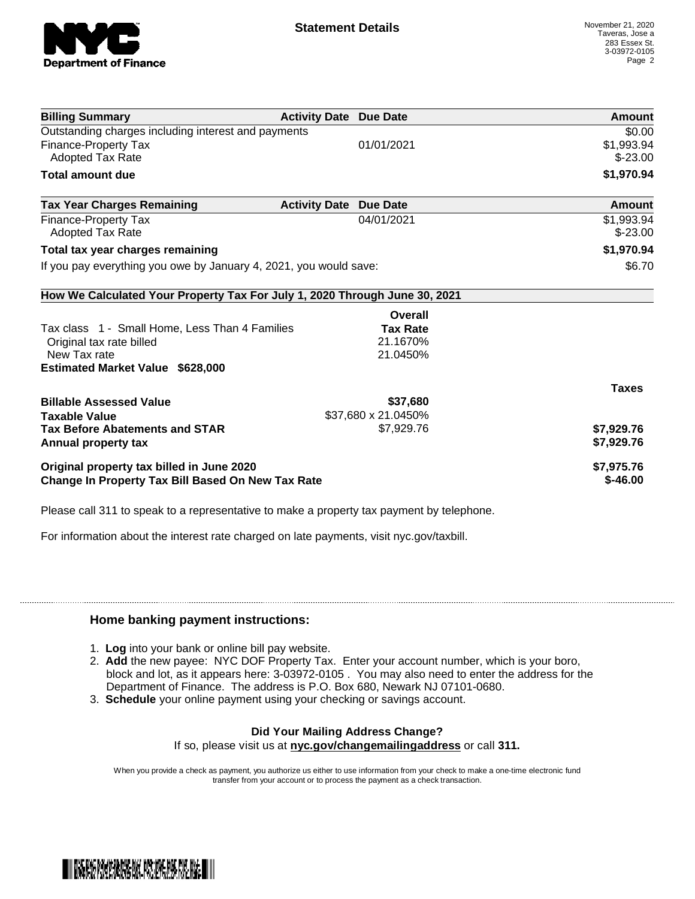# Statement Details

November 21, 2020
Taveras, Jose a
283 Essex St.
3-03972-0105

| Billing Summary | Activity Date | Due Date | Amount |
|---|---|---|---|
| Outstanding charges including interest and payments | | | $0.00 |
| Finance-Property Tax | | 01/01/2021 | $1,993.94 |
| Adopted Tax Rate | | | $-23.00 |
| **Total amount due** | | | **$1,970.94** |

| Tax Year Charges Remaining | Activity Date | Due Date | Amount |
|---|---|---|---|
| Finance-Property Tax | | 04/01/2021 | $1,993.94 |
| Adopted Tax Rate | | | $-23.00 |
| **Total tax year charges remaining** | | | **$1,970.94** |
| If you pay everything you owe by January 4, 2021, you would save: | | | $6.70 |

## How We Calculated Your Property Tax For July 1, 2020 Through June 30, 2021

| | Overall Tax Rate | Taxes |
|---|---|---|
| Tax class 1 - Small Home, Less Than 4 Families | | |
| Original tax rate billed | 21.1670% | |
| New Tax rate | 21.0450% | |
| **Estimated Market Value $628,000** | | |
| **Billable Assessed Value** | **$37,680** | |
| **Taxable Value** | $37,680 x 21.0450% | |
| **Tax Before Abatements and STAR** | $7,929.76 | **$7,929.76** |
| **Annual property tax** | | **$7,929.76** |
| **Original property tax billed in June 2020** | | **$7,975.76** |
| **Change In Property Tax Bill Based On New Tax Rate** | | **$-46.00** |

Please call 311 to speak to a representative to make a property tax payment by telephone.

For information about the interest rate charged on late payments, visit nyc.gov/taxbill.

### Home banking payment instructions:

1. **Log** into your bank or online bill pay website.
2. **Add** the new payee: NYC DOF Property Tax. Enter your account number, which is your boro, block and lot, as it appears here: 3-03972-0105 . You may also need to enter the address for the Department of Finance. The address is P.O. Box 680, Newark NJ 07101-0680.
3. **Schedule** your online payment using your checking or savings account.

**Did Your Mailing Address Change?**
If so, please visit us at **nyc.gov/changemailingaddress** or call **311.**

When you provide a check as payment, you authorize us either to use information from your check to make a one-time electronic fund transfer from your account or to process the payment as a check transaction.